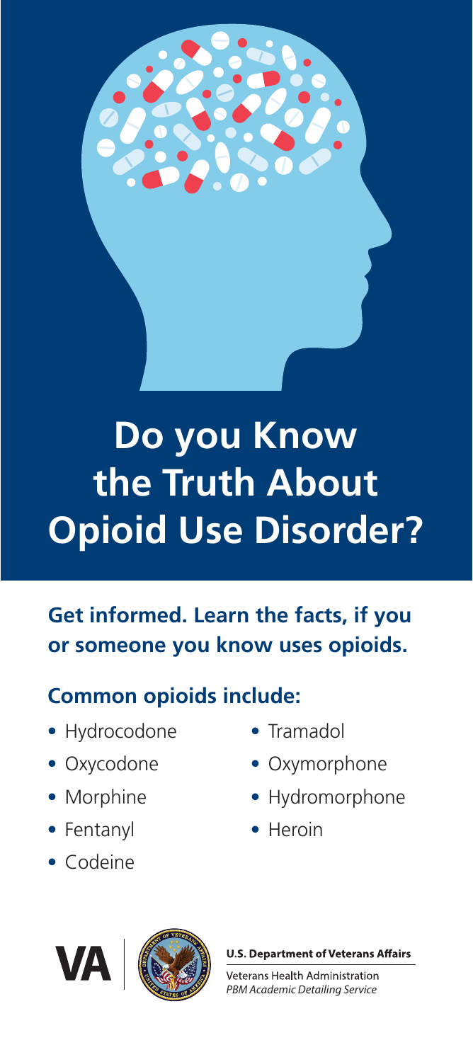# Do you Know the Truth About Opioid Use Disorder?

## Get informed. Learn the facts, if you or someone you know uses opioids.

### Common opioids include:

- Hydrocodone
- Oxycodone
- Morphine
- Fentanyl
- Codeine
- Tramadol
- Oxymorphone
- Hydromorphone
- Heroin

**U.S. Department of Veterans Affairs**

Veterans Health Administration
*PBM Academic Detailing Service*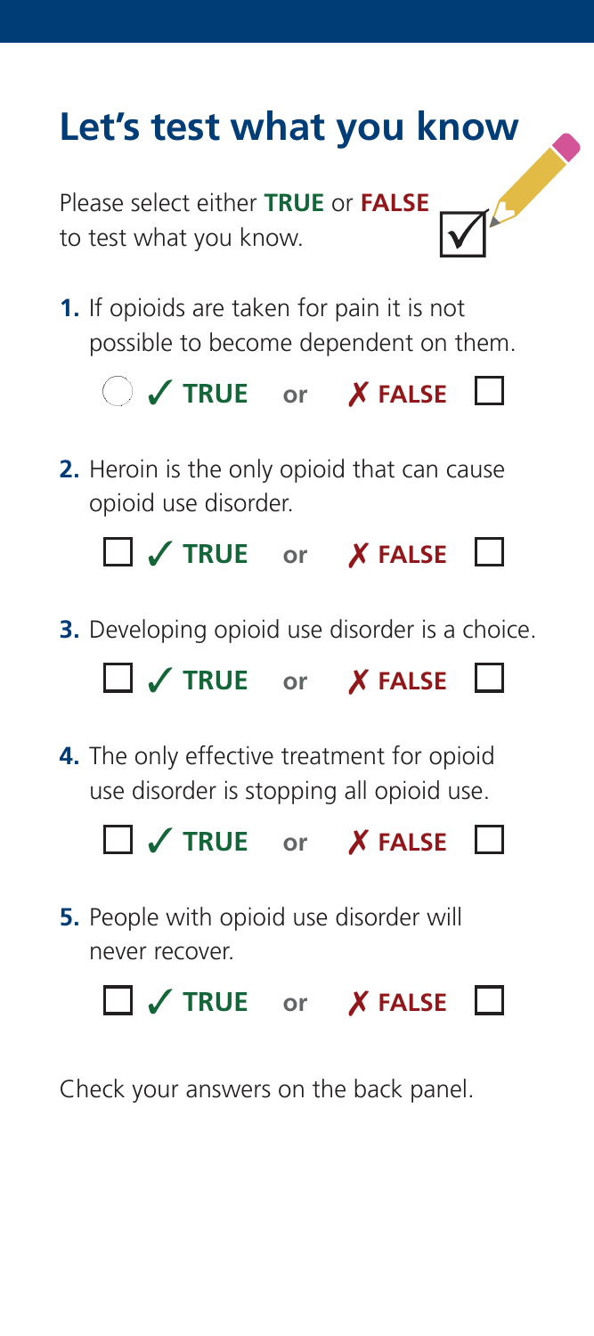# Let's test what you know

Please select either **TRUE** or **FALSE** to test what you know.

**1.** If opioids are taken for pain it is not possible to become dependent on them.

☐ ✓ **TRUE** or ✗ **FALSE** ☐

**2.** Heroin is the only opioid that can cause opioid use disorder.

☐ ✓ **TRUE** or ✗ **FALSE** ☐

**3.** Developing opioid use disorder is a choice.

☐ ✓ **TRUE** or ✗ **FALSE** ☐

**4.** The only effective treatment for opioid use disorder is stopping all opioid use.

☐ ✓ **TRUE** or ✗ **FALSE** ☐

**5.** People with opioid use disorder will never recover.

☐ ✓ **TRUE** or ✗ **FALSE** ☐

Check your answers on the back panel.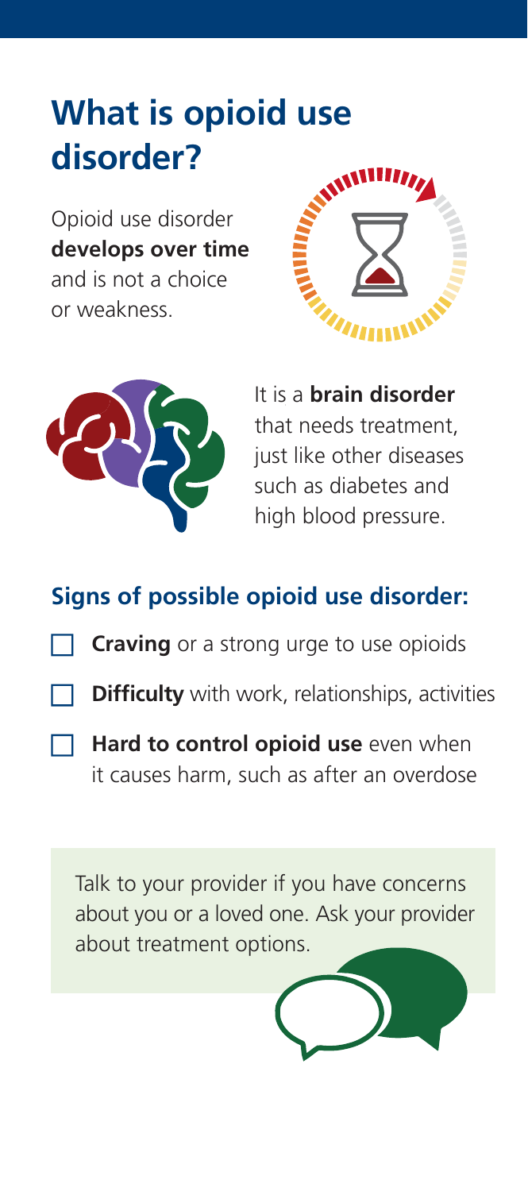# What is opioid use disorder?

Opioid use disorder **develops over time** and is not a choice or weakness.

It is a **brain disorder** that needs treatment, just like other diseases such as diabetes and high blood pressure.

## Signs of possible opioid use disorder:

- [ ] **Craving** or a strong urge to use opioids
- [ ] **Difficulty** with work, relationships, activities
- [ ] **Hard to control opioid use** even when it causes harm, such as after an overdose

Talk to your provider if you have concerns about you or a loved one. Ask your provider about treatment options.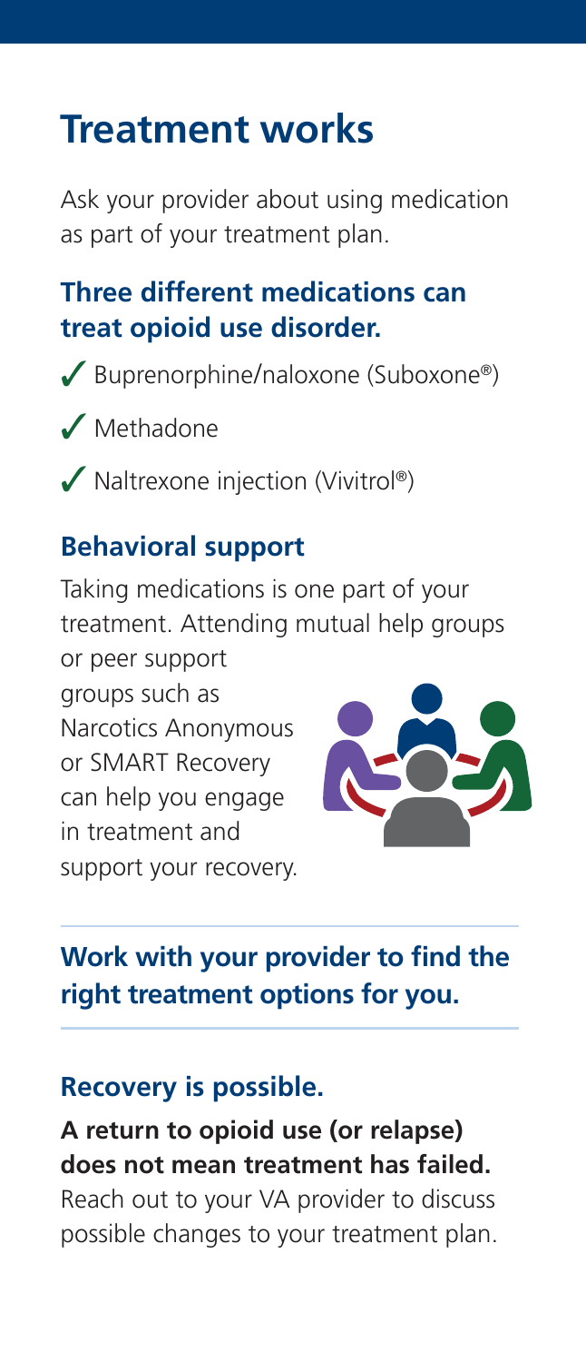# Treatment works

Ask your provider about using medication as part of your treatment plan.

## Three different medications can treat opioid use disorder.

- ✓ Buprenorphine/naloxone (Suboxone®)
- ✓ Methadone
- ✓ Naltrexone injection (Vivitrol®)

## Behavioral support

Taking medications is one part of your treatment. Attending mutual help groups or peer support groups such as Narcotics Anonymous or SMART Recovery can help you engage in treatment and support your recovery.

---

**Work with your provider to find the right treatment options for you.**

---

## Recovery is possible.

**A return to opioid use (or relapse) does not mean treatment has failed.** Reach out to your VA provider to discuss possible changes to your treatment plan.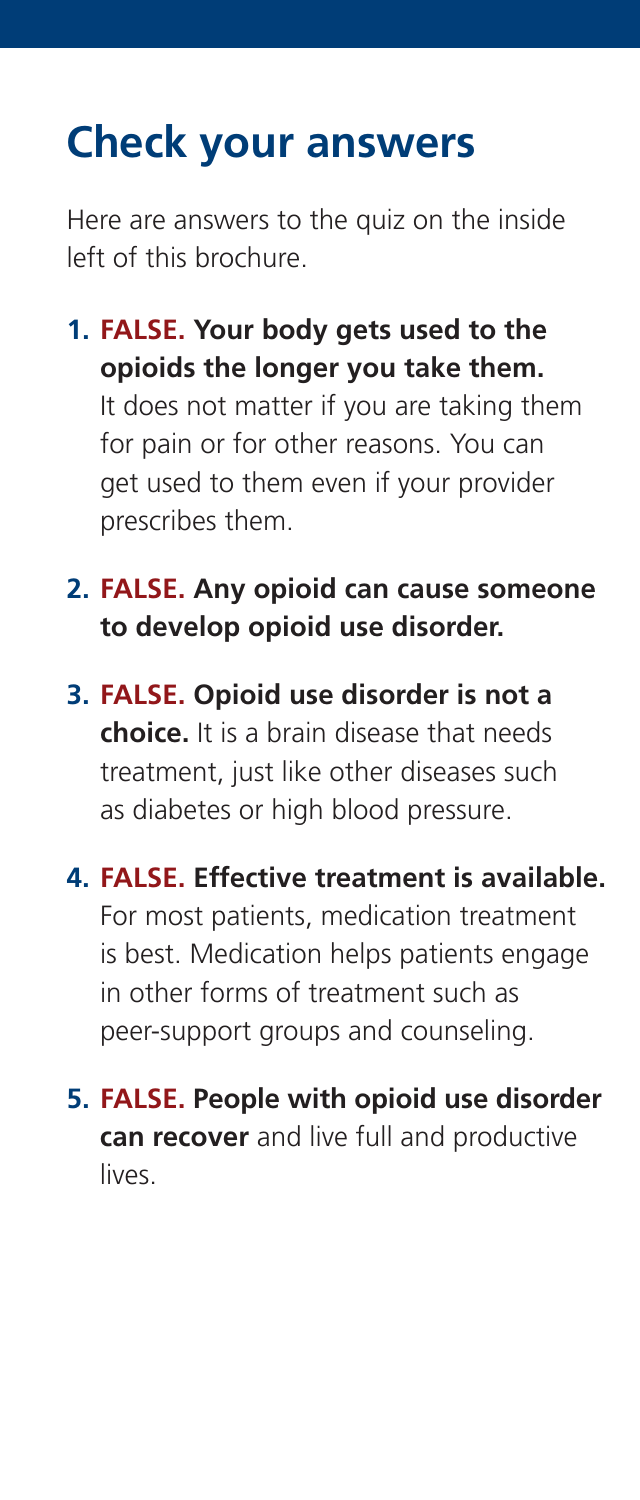# Check your answers

Here are answers to the quiz on the inside left of this brochure.

1. **FALSE. Your body gets used to the opioids the longer you take them.** It does not matter if you are taking them for pain or for other reasons. You can get used to them even if your provider prescribes them.

2. **FALSE. Any opioid can cause someone to develop opioid use disorder.**

3. **FALSE. Opioid use disorder is not a choice.** It is a brain disease that needs treatment, just like other diseases such as diabetes or high blood pressure.

4. **FALSE. Effective treatment is available.** For most patients, medication treatment is best. Medication helps patients engage in other forms of treatment such as peer-support groups and counseling.

5. **FALSE. People with opioid use disorder can recover** and live full and productive lives.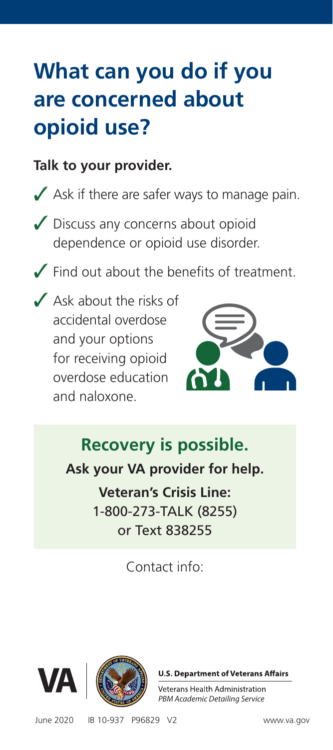# What can you do if you are concerned about opioid use?

**Talk to your provider.**

- ✓ Ask if there are safer ways to manage pain.
- ✓ Discuss any concerns about opioid dependence or opioid use disorder.
- ✓ Find out about the benefits of treatment.
- ✓ Ask about the risks of accidental overdose and your options for receiving opioid overdose education and naloxone.

## Recovery is possible.

**Ask your VA provider for help.**

**Veteran's Crisis Line:**
1-800-273-TALK (8255)
or Text 838255

Contact info:

**U.S. Department of Veterans Affairs**

Veterans Health Administration
*PBM Academic Detailing Service*

June 2020 IB 10-937 P96829 V2 www.va.gov